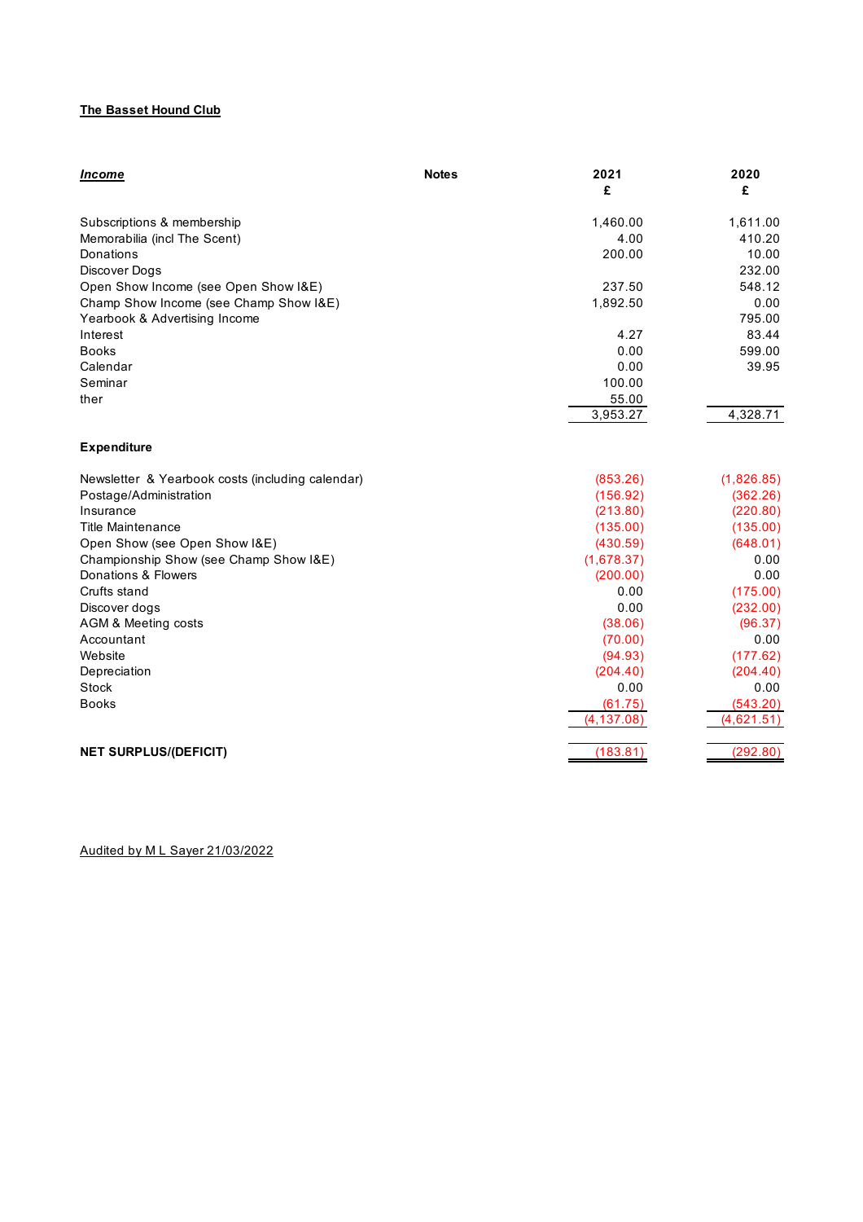**The Basset Hound Club**

| ***Income*** | Notes | 2021<br>£ | 2020<br>£ |
|---|---|---|---|
| Subscriptions & membership | | 1,460.00 | 1,611.00 |
| Memorabilia (incl The Scent) | | 4.00 | 410.20 |
| Donations | | 200.00 | 10.00 |
| Discover Dogs | | | 232.00 |
| Open Show Income (see Open Show I&E) | | 237.50 | 548.12 |
| Champ Show Income (see Champ Show I&E) | | 1,892.50 | 0.00 |
| Yearbook & Advertising Income | | | 795.00 |
| Interest | | 4.27 | 83.44 |
| Books | | 0.00 | 599.00 |
| Calendar | | 0.00 | 39.95 |
| Seminar | | 100.00 | |
| ther | | 55.00 | |
| | | 3,953.27 | 4,328.71 |
| **Expenditure** | | | |
| Newsletter & Yearbook costs (including calendar) | | (853.26) | (1,826.85) |
| Postage/Administration | | (156.92) | (362.26) |
| Insurance | | (213.80) | (220.80) |
| Title Maintenance | | (135.00) | (135.00) |
| Open Show (see Open Show I&E) | | (430.59) | (648.01) |
| Championship Show (see Champ Show I&E) | | (1,678.37) | 0.00 |
| Donations & Flowers | | (200.00) | 0.00 |
| Crufts stand | | 0.00 | (175.00) |
| Discover dogs | | 0.00 | (232.00) |
| AGM & Meeting costs | | (38.06) | (96.37) |
| Accountant | | (70.00) | 0.00 |
| Website | | (94.93) | (177.62) |
| Depreciation | | (204.40) | (204.40) |
| Stock | | 0.00 | 0.00 |
| Books | | (61.75) | (543.20) |
| | | (4,137.08) | (4,621.51) |
| **NET SURPLUS/(DEFICIT)** | | (183.81) | (292.80) |

Audited by M L Sayer 21/03/2022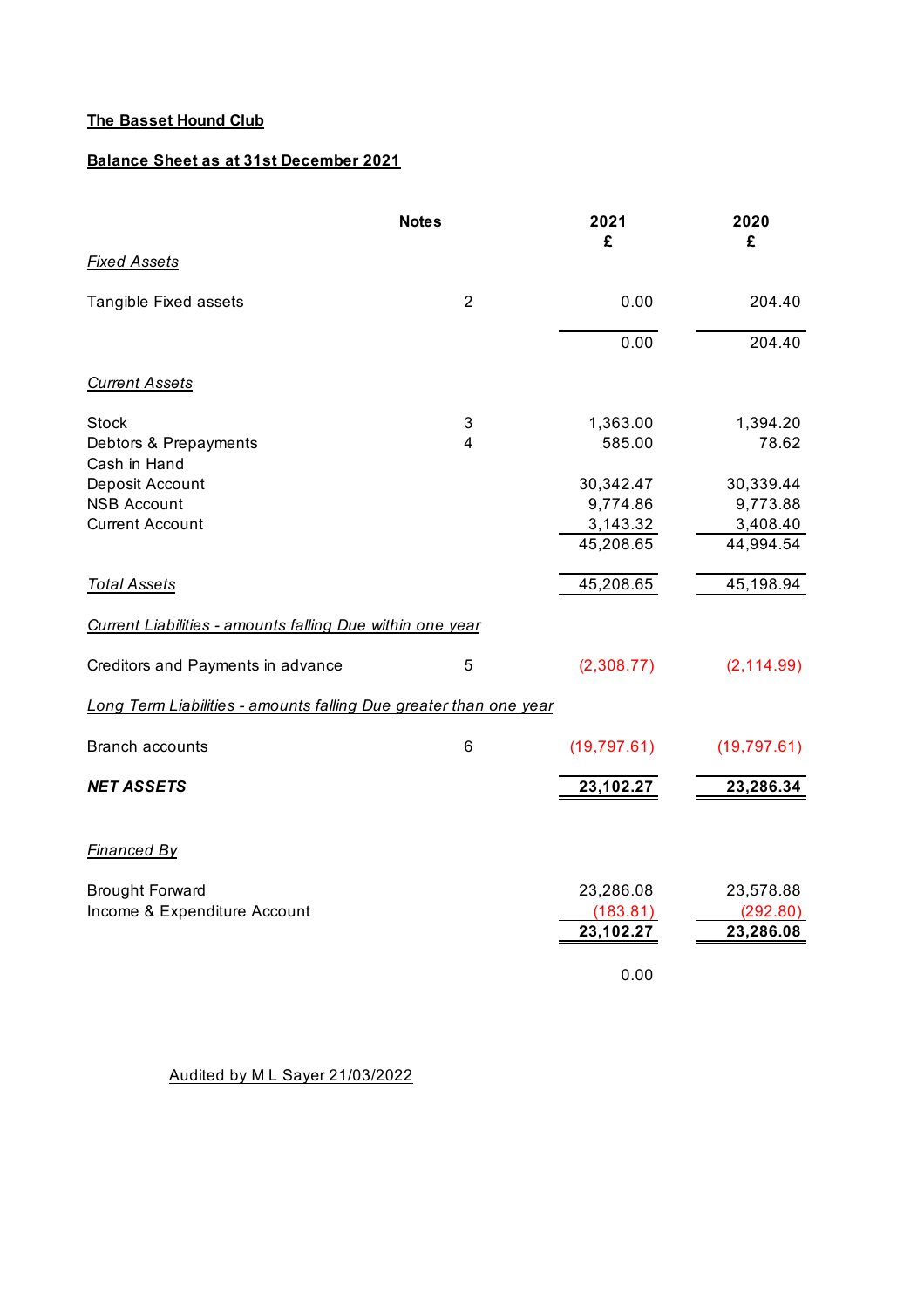**The Basset Hound Club**

**Balance Sheet as at 31st December 2021**

| | Notes | 2021 £ | 2020 £ |
|---|---|---|---|
| *Fixed Assets* | | | |
| Tangible Fixed assets | 2 | 0.00 | 204.40 |
| | | 0.00 | 204.40 |
| *Current Assets* | | | |
| Stock | 3 | 1,363.00 | 1,394.20 |
| Debtors & Prepayments | 4 | 585.00 | 78.62 |
| Cash in Hand | | | |
| Deposit Account | | 30,342.47 | 30,339.44 |
| NSB Account | | 9,774.86 | 9,773.88 |
| Current Account | | 3,143.32 | 3,408.40 |
| | | 45,208.65 | 44,994.54 |
| *Total Assets* | | 45,208.65 | 45,198.94 |
| *Current Liabilities - amounts falling Due within one year* | | | |
| Creditors and Payments in advance | 5 | (2,308.77) | (2,114.99) |
| *Long Term Liabilities - amounts falling Due greater than one year* | | | |
| Branch accounts | 6 | (19,797.61) | (19,797.61) |
| ***NET ASSETS*** | | **23,102.27** | **23,286.34** |
| *Financed By* | | | |
| Brought Forward | | 23,286.08 | 23,578.88 |
| Income & Expenditure Account | | (183.81) | (292.80) |
| | | **23,102.27** | **23,286.08** |
| | | 0.00 | |

Audited by M L Sayer 21/03/2022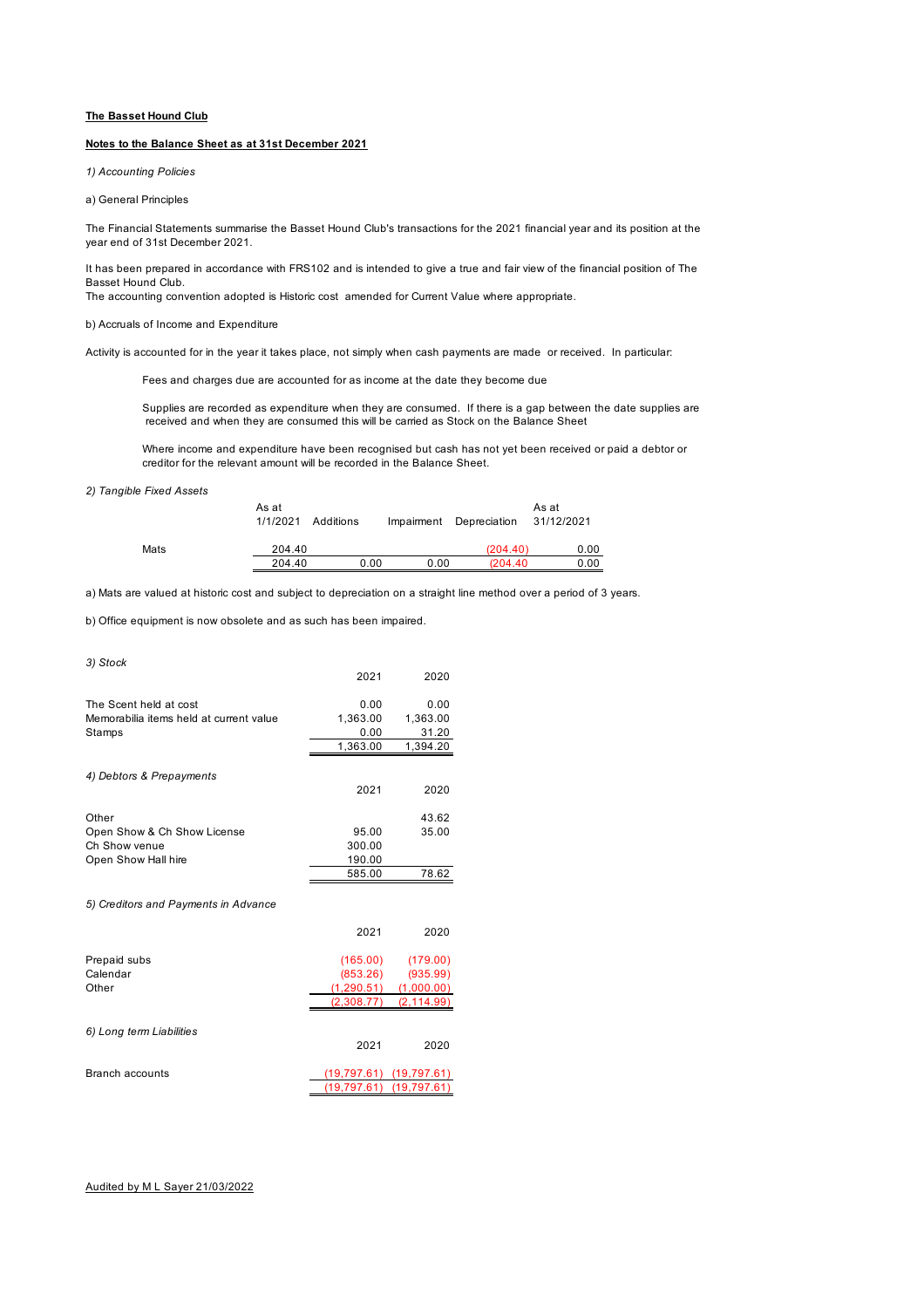**The Basset Hound Club**

**Notes to the Balance Sheet as at 31st December 2021**

*1) Accounting Policies*

a) General Principles

The Financial Statements summarise the Basset Hound Club's transactions for the 2021 financial year and its position at the year end of 31st December 2021.

It has been prepared in accordance with FRS102 and is intended to give a true and fair view of the financial position of The Basset Hound Club.
The accounting convention adopted is Historic cost amended for Current Value where appropriate.

b) Accruals of Income and Expenditure

Activity is accounted for in the year it takes place, not simply when cash payments are made or received. In particular:

Fees and charges due are accounted for as income at the date they become due

Supplies are recorded as expenditure when they are consumed. If there is a gap between the date supplies are received and when they are consumed this will be carried as Stock on the Balance Sheet

Where income and expenditure have been recognised but cash has not yet been received or paid a debtor or creditor for the relevant amount will be recorded in the Balance Sheet.

*2) Tangible Fixed Assets*

| | As at 1/1/2021 | Additions | Impairment | Depreciation | As at 31/12/2021 |
|---|---|---|---|---|---|
| Mats | 204.40 | | | (204.40) | 0.00 |
| | 204.40 | 0.00 | 0.00 | (204.40 | 0.00 |

a) Mats are valued at historic cost and subject to depreciation on a straight line method over a period of 3 years.

b) Office equipment is now obsolete and as such has been impaired.

*3) Stock*

| | 2021 | 2020 |
|---|---|---|
| The Scent held at cost | 0.00 | 0.00 |
| Memorabilia items held at current value | 1,363.00 | 1,363.00 |
| Stamps | 0.00 | 31.20 |
| | 1,363.00 | 1,394.20 |

*4) Debtors & Prepayments*

| | 2021 | 2020 |
|---|---|---|
| Other | | 43.62 |
| Open Show & Ch Show License | 95.00 | 35.00 |
| Ch Show venue | 300.00 | |
| Open Show Hall hire | 190.00 | |
| | 585.00 | 78.62 |

*5) Creditors and Payments in Advance*

| | 2021 | 2020 |
|---|---|---|
| Prepaid subs | (165.00) | (179.00) |
| Calendar | (853.26) | (935.99) |
| Other | (1,290.51) | (1,000.00) |
| | (2,308.77) | (2,114.99) |

*6) Long term Liabilities*

| | 2021 | 2020 |
|---|---|---|
| Branch accounts | (19,797.61) | (19,797.61) |
| | (19,797.61) | (19,797.61) |

Audited by M L Sayer 21/03/2022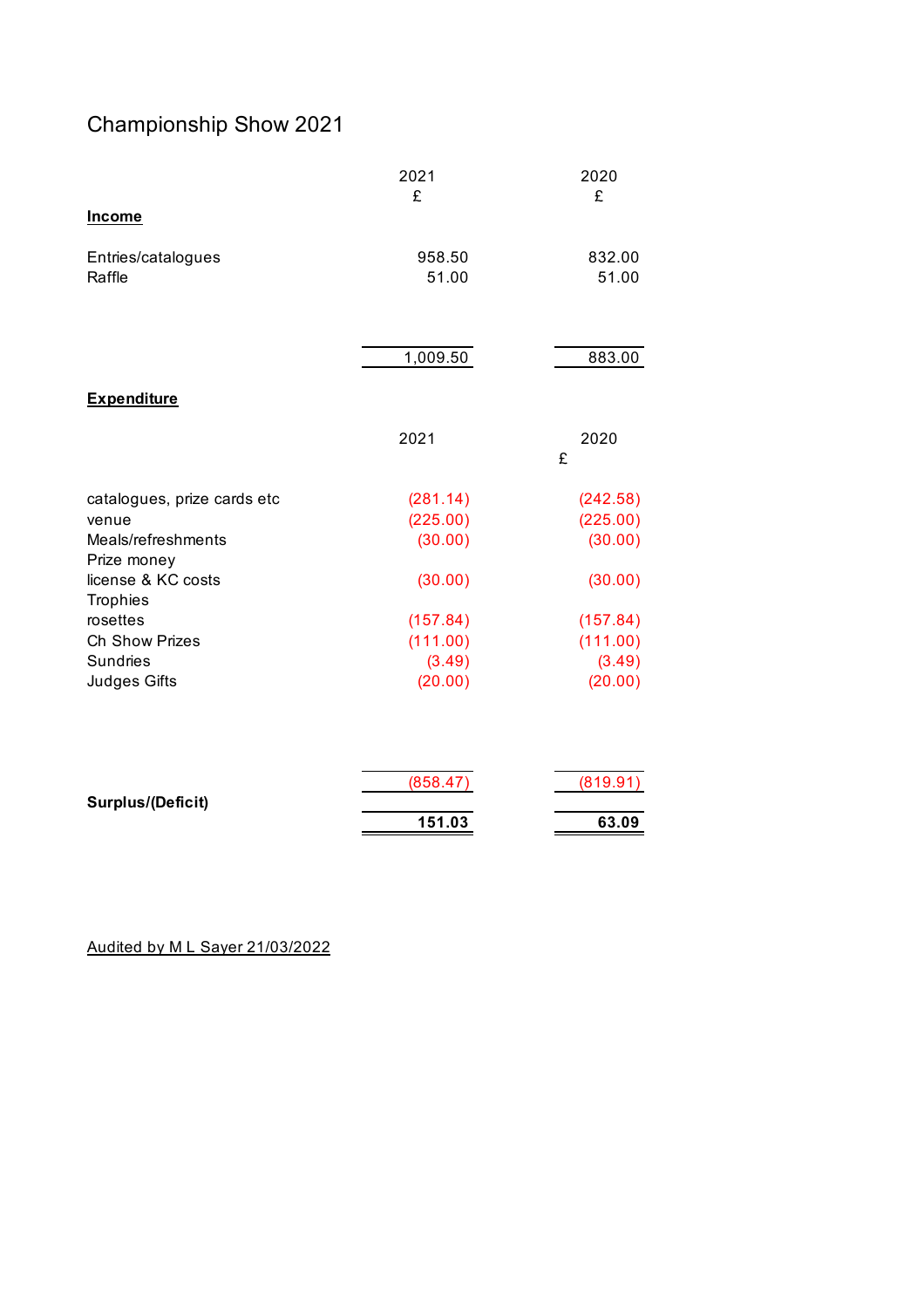# Championship Show 2021

| | 2021 | 2020 |
|---|---|---|
| | £ | £ |
| **Income** | | |
| Entries/catalogues | 958.50 | 832.00 |
| Raffle | 51.00 | 51.00 |
| | 1,009.50 | 883.00 |
| **Expenditure** | | |
| | 2021 | 2020 |
| | | £ |
| catalogues, prize cards etc | (281.14) | (242.58) |
| venue | (225.00) | (225.00) |
| Meals/refreshments | (30.00) | (30.00) |
| Prize money | | |
| license & KC costs | (30.00) | (30.00) |
| Trophies | | |
| rosettes | (157.84) | (157.84) |
| Ch Show Prizes | (111.00) | (111.00) |
| Sundries | (3.49) | (3.49) |
| Judges Gifts | (20.00) | (20.00) |
| | (858.47) | (819.91) |
| **Surplus/(Deficit)** | **151.03** | **63.09** |

Audited by M L Sayer 21/03/2022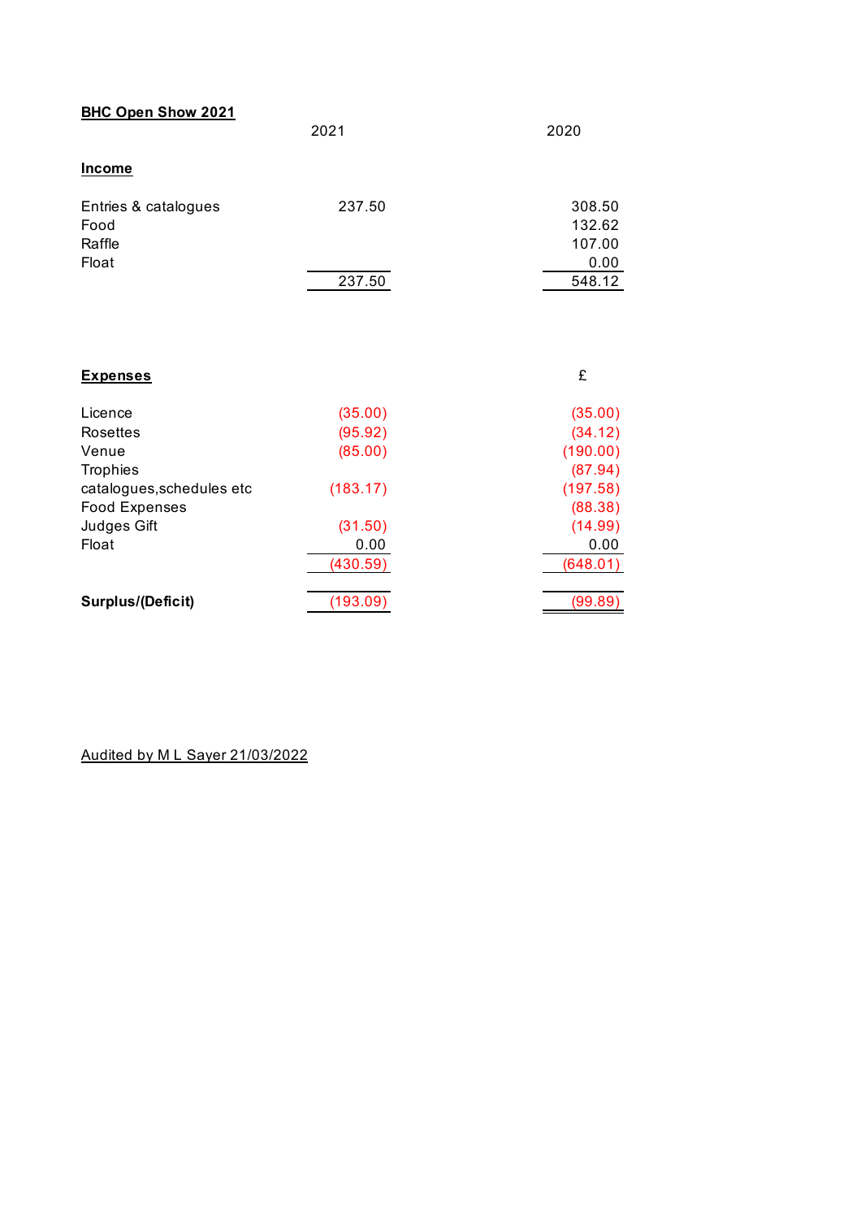**BHC Open Show 2021**

| | 2021 | 2020 |
|---|---|---|
| **Income** | | |
| Entries & catalogues | 237.50 | 308.50 |
| Food | | 132.62 |
| Raffle | | 107.00 |
| Float | | 0.00 |
| | 237.50 | 548.12 |
| **Expenses** | | £ |
| Licence | (35.00) | (35.00) |
| Rosettes | (95.92) | (34.12) |
| Venue | (85.00) | (190.00) |
| Trophies | | (87.94) |
| catalogues,schedules etc | (183.17) | (197.58) |
| Food Expenses | | (88.38) |
| Judges Gift | (31.50) | (14.99) |
| Float | 0.00 | 0.00 |
| | (430.59) | (648.01) |
| **Surplus/(Deficit)** | (193.09) | (99.89) |

Audited by M L Sayer 21/03/2022